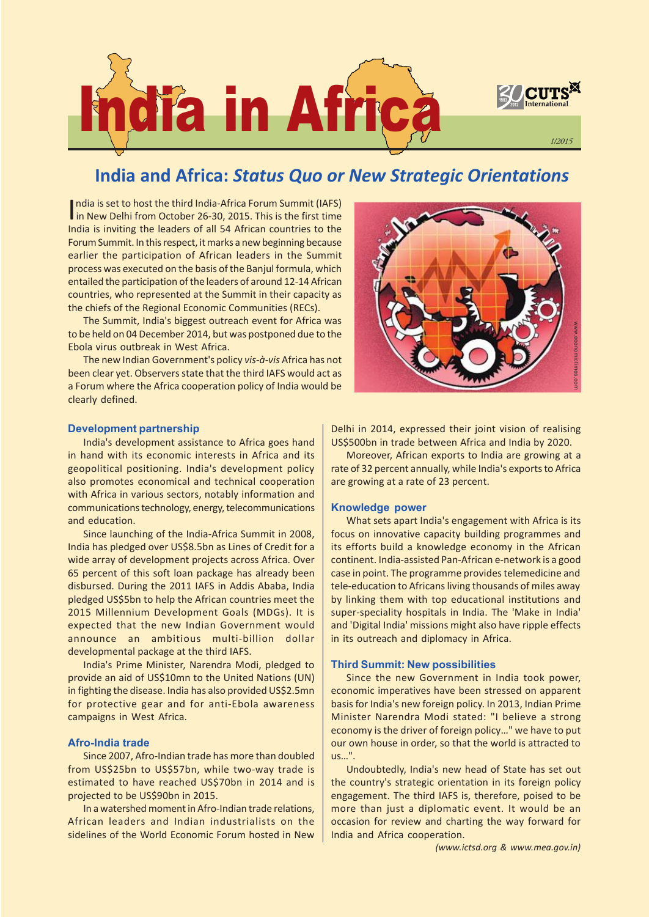# India in Africa

1/2015

## India and Africa: *Status Quo or New Strategic Orientations*

India is set to host the third India-Africa Forum Summit (IAFS) in New Delhi from October 26-30, 2015. This is the first time India is inviting the leaders of all 54 African countries to the Forum Summit. In this respect, it marks a new beginning because earlier the participation of African leaders in the Summit process was executed on the basis of the Banjul formula, which entailed the participation of the leaders of around 12-14 African countries, who represented at the Summit in their capacity as the chiefs of the Regional Economic Communities (RECs).

The Summit, India's biggest outreach event for Africa was to be held on 04 December 2014, but was postponed due to the Ebola virus outbreak in West Africa.

The new Indian Government's policy *vis-à-vis* Africa has not been clear yet. Observers state that the third IAFS would act as a Forum where the Africa cooperation policy of India would be clearly defined.

### Development partnership

India's development assistance to Africa goes hand in hand with its economic interests in Africa and its geopolitical positioning. India's development policy also promotes economical and technical cooperation with Africa in various sectors, notably information and communications technology, energy, telecommunications and education.

Since launching of the India-Africa Summit in 2008, India has pledged over US$8.5bn as Lines of Credit for a wide array of development projects across Africa. Over 65 percent of this soft loan package has already been disbursed. During the 2011 IAFS in Addis Ababa, India pledged US$5bn to help the African countries meet the 2015 Millennium Development Goals (MDGs). It is expected that the new Indian Government would announce an ambitious multi-billion dollar developmental package at the third IAFS.

India's Prime Minister, Narendra Modi, pledged to provide an aid of US$10mn to the United Nations (UN) in fighting the disease. India has also provided US$2.5mn for protective gear and for anti-Ebola awareness campaigns in West Africa.

### Afro-India trade

Since 2007, Afro-Indian trade has more than doubled from US$25bn to US$57bn, while two-way trade is estimated to have reached US$70bn in 2014 and is projected to be US$90bn in 2015.

In a watershed moment in Afro-Indian trade relations, African leaders and Indian industrialists on the sidelines of the World Economic Forum hosted in New Delhi in 2014, expressed their joint vision of realising US$500bn in trade between Africa and India by 2020.

Moreover, African exports to India are growing at a rate of 32 percent annually, while India's exports to Africa are growing at a rate of 23 percent.

### Knowledge power

What sets apart India's engagement with Africa is its focus on innovative capacity building programmes and its efforts build a knowledge economy in the African continent. India-assisted Pan-African e-network is a good case in point. The programme provides telemedicine and tele-education to Africans living thousands of miles away by linking them with top educational institutions and super-speciality hospitals in India. The 'Make in India' and 'Digital India' missions might also have ripple effects in its outreach and diplomacy in Africa.

### Third Summit: New possibilities

Since the new Government in India took power, economic imperatives have been stressed on apparent basis for India's new foreign policy. In 2013, Indian Prime Minister Narendra Modi stated: "I believe a strong economy is the driver of foreign policy..." we have to put our own house in order, so that the world is attracted to us...".

Undoubtedly, India's new head of State has set out the country's strategic orientation in its foreign policy engagement. The third IAFS is, therefore, poised to be more than just a diplomatic event. It would be an occasion for review and charting the way forward for India and Africa cooperation.

*(www.ictsd.org & www.mea.gov.in)*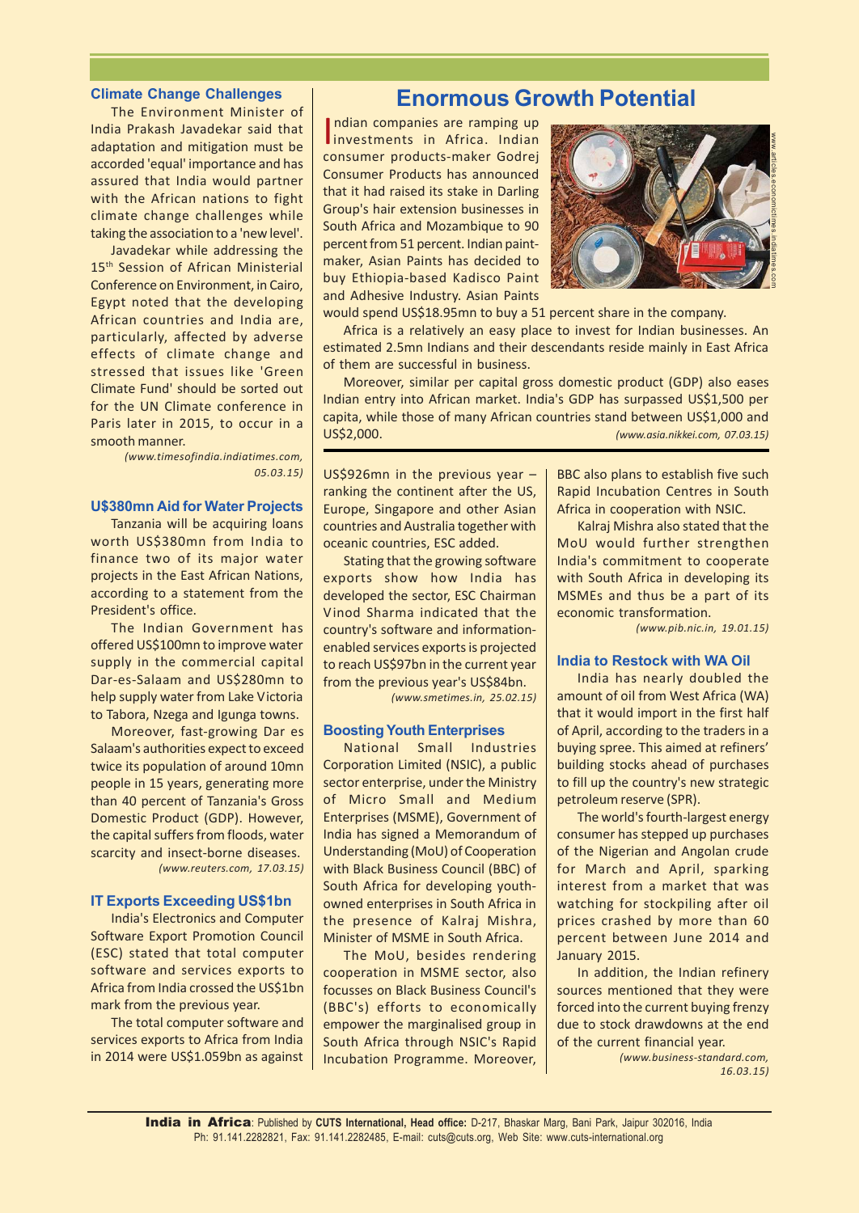## Climate Change Challenges

The Environment Minister of India Prakash Javadekar said that adaptation and mitigation must be accorded 'equal' importance and has assured that India would partner with the African nations to fight climate change challenges while taking the association to a 'new level'.

Javadekar while addressing the 15th Session of African Ministerial Conference on Environment, in Cairo, Egypt noted that the developing African countries and India are, particularly, affected by adverse effects of climate change and stressed that issues like 'Green Climate Fund' should be sorted out for the UN Climate conference in Paris later in 2015, to occur in a smooth manner.

*(www.timesofindia.indiatimes.com, 05.03.15)*

## U$380mn Aid for Water Projects

Tanzania will be acquiring loans worth US$380mn from India to finance two of its major water projects in the East African Nations, according to a statement from the President's office.

The Indian Government has offered US$100mn to improve water supply in the commercial capital Dar-es-Salaam and US$280mn to help supply water from Lake Victoria to Tabora, Nzega and Igunga towns.

Moreover, fast-growing Dar es Salaam's authorities expect to exceed twice its population of around 10mn people in 15 years, generating more than 40 percent of Tanzania's Gross Domestic Product (GDP). However, the capital suffers from floods, water scarcity and insect-borne diseases.

*(www.reuters.com, 17.03.15)*

## IT Exports Exceeding US$1bn

India's Electronics and Computer Software Export Promotion Council (ESC) stated that total computer software and services exports to Africa from India crossed the US$1bn mark from the previous year.

The total computer software and services exports to Africa from India in 2014 were US$1.059bn as against US$926mn in the previous year – ranking the continent after the US, Europe, Singapore and other Asian countries and Australia together with oceanic countries, ESC added.

Stating that the growing software exports show how India has developed the sector, ESC Chairman Vinod Sharma indicated that the country's software and information-enabled services exports is projected to reach US$97bn in the current year from the previous year's US$84bn.

*(www.smetimes.in, 25.02.15)*

# Enormous Growth Potential

Indian companies are ramping up investments in Africa. Indian consumer products-maker Godrej Consumer Products has announced that it had raised its stake in Darling Group's hair extension businesses in South Africa and Mozambique to 90 percent from 51 percent. Indian paint-maker, Asian Paints has decided to buy Ethiopia-based Kadisco Paint and Adhesive Industry. Asian Paints would spend US$18.95mn to buy a 51 percent share in the company.

www.articles.economictimes.indiatimes.com

Africa is a relatively an easy place to invest for Indian businesses. An estimated 2.5mn Indians and their descendants reside mainly in East Africa of them are successful in business.

Moreover, similar per capital gross domestic product (GDP) also eases Indian entry into African market. India's GDP has surpassed US$1,500 per capita, while those of many African countries stand between US$1,000 and US$2,000.

*(www.asia.nikkei.com, 07.03.15)*

## Boosting Youth Enterprises

National Small Industries Corporation Limited (NSIC), a public sector enterprise, under the Ministry of Micro Small and Medium Enterprises (MSME), Government of India has signed a Memorandum of Understanding (MoU) of Cooperation with Black Business Council (BBC) of South Africa for developing youth-owned enterprises in South Africa in the presence of Kalraj Mishra, Minister of MSME in South Africa.

The MoU, besides rendering cooperation in MSME sector, also focusses on Black Business Council's (BBC's) efforts to economically empower the marginalised group in South Africa through NSIC's Rapid Incubation Programme. Moreover, BBC also plans to establish five such Rapid Incubation Centres in South Africa in cooperation with NSIC.

Kalraj Mishra also stated that the MoU would further strengthen India's commitment to cooperate with South Africa in developing its MSMEs and thus be a part of its economic transformation.

*(www.pib.nic.in, 19.01.15)*

## India to Restock with WA Oil

India has nearly doubled the amount of oil from West Africa (WA) that it would import in the first half of April, according to the traders in a buying spree. This aimed at refiners' building stocks ahead of purchases to fill up the country's new strategic petroleum reserve (SPR).

The world's fourth-largest energy consumer has stepped up purchases of the Nigerian and Angolan crude for March and April, sparking interest from a market that was watching for stockpiling after oil prices crashed by more than 60 percent between June 2014 and January 2015.

In addition, the Indian refinery sources mentioned that they were forced into the current buying frenzy due to stock drawdowns at the end of the current financial year.

*(www.business-standard.com, 16.03.15)*

**India in Africa**: Published by **CUTS International, Head office:** D-217, Bhaskar Marg, Bani Park, Jaipur 302016, India
Ph: 91.141.2282821, Fax: 91.141.2282485, E-mail: cuts@cuts.org, Web Site: www.cuts-international.org